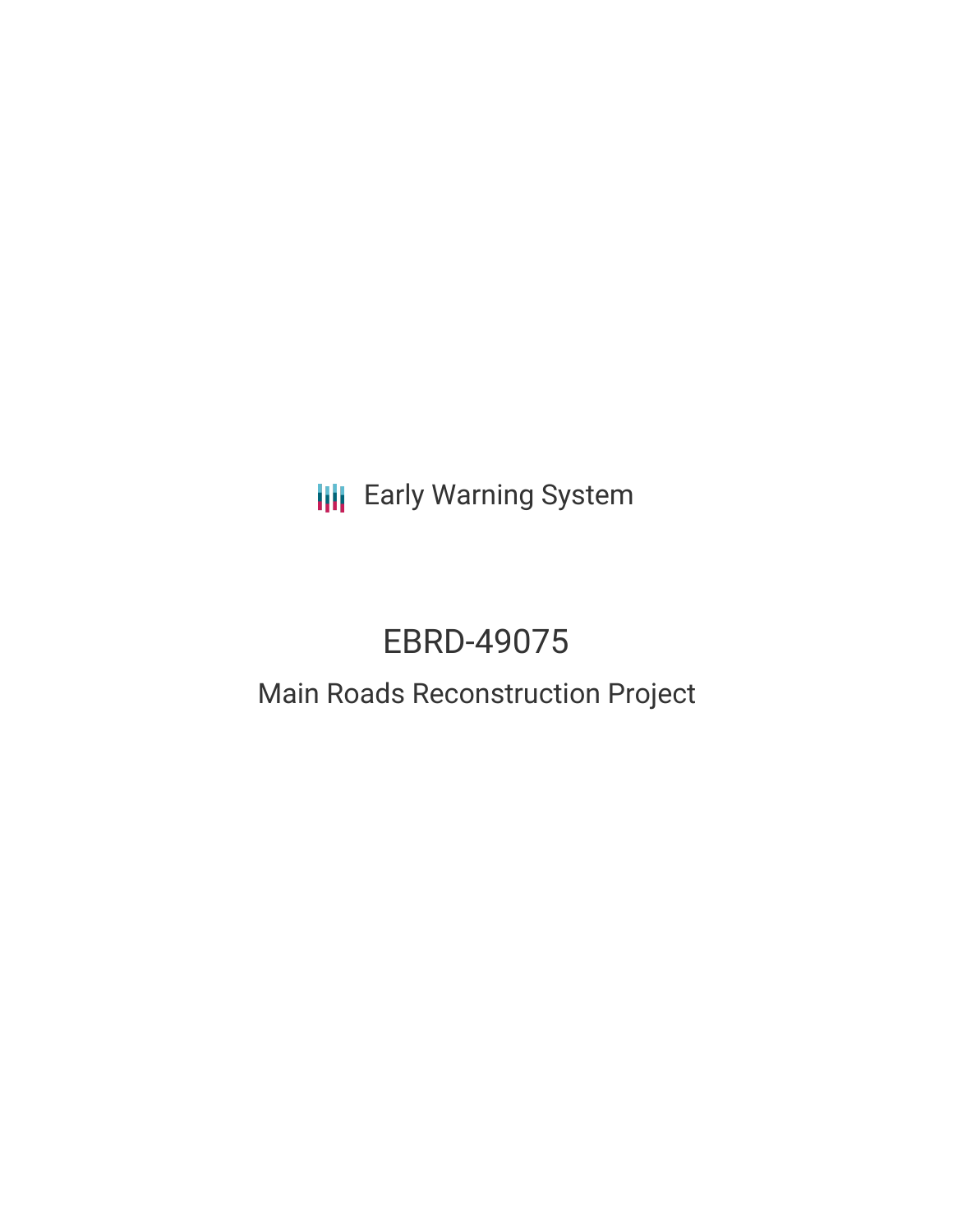Early Warning System

# EBRD-49075

## Main Roads Reconstruction Project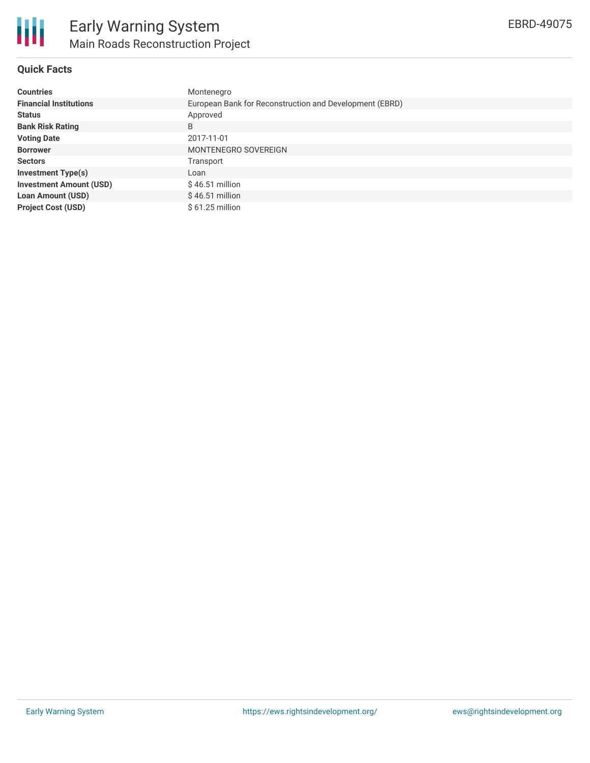## Quick Facts

| | |
|---|---|
| **Countries** | Montenegro |
| **Financial Institutions** | European Bank for Reconstruction and Development (EBRD) |
| **Status** | Approved |
| **Bank Risk Rating** | B |
| **Voting Date** | 2017-11-01 |
| **Borrower** | MONTENEGRO SOVEREIGN |
| **Sectors** | Transport |
| **Investment Type(s)** | Loan |
| **Investment Amount (USD)** | $ 46.51 million |
| **Loan Amount (USD)** | $ 46.51 million |
| **Project Cost (USD)** | $ 61.25 million |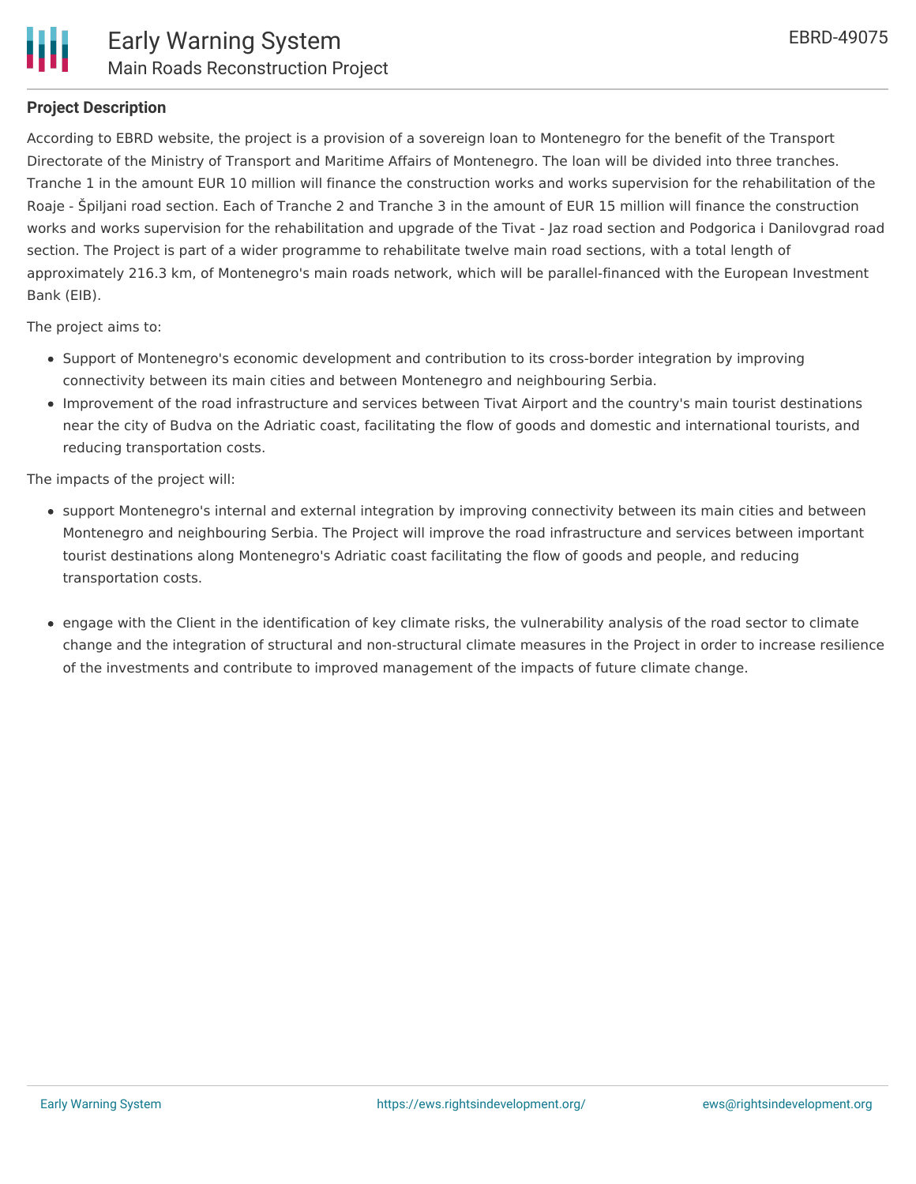**Project Description**

According to EBRD website, the project is a provision of a sovereign loan to Montenegro for the benefit of the Transport Directorate of the Ministry of Transport and Maritime Affairs of Montenegro. The loan will be divided into three tranches. Tranche 1 in the amount EUR 10 million will finance the construction works and works supervision for the rehabilitation of the Roaje - Špiljani road section. Each of Tranche 2 and Tranche 3 in the amount of EUR 15 million will finance the construction works and works supervision for the rehabilitation and upgrade of the Tivat - Jaz road section and Podgorica i Danilovgrad road section. The Project is part of a wider programme to rehabilitate twelve main road sections, with a total length of approximately 216.3 km, of Montenegro's main roads network, which will be parallel-financed with the European Investment Bank (EIB).

The project aims to:

- Support of Montenegro's economic development and contribution to its cross-border integration by improving connectivity between its main cities and between Montenegro and neighbouring Serbia.
- Improvement of the road infrastructure and services between Tivat Airport and the country's main tourist destinations near the city of Budva on the Adriatic coast, facilitating the flow of goods and domestic and international tourists, and reducing transportation costs.

The impacts of the project will:

- support Montenegro's internal and external integration by improving connectivity between its main cities and between Montenegro and neighbouring Serbia. The Project will improve the road infrastructure and services between important tourist destinations along Montenegro's Adriatic coast facilitating the flow of goods and people, and reducing transportation costs.
- engage with the Client in the identification of key climate risks, the vulnerability analysis of the road sector to climate change and the integration of structural and non-structural climate measures in the Project in order to increase resilience of the investments and contribute to improved management of the impacts of future climate change.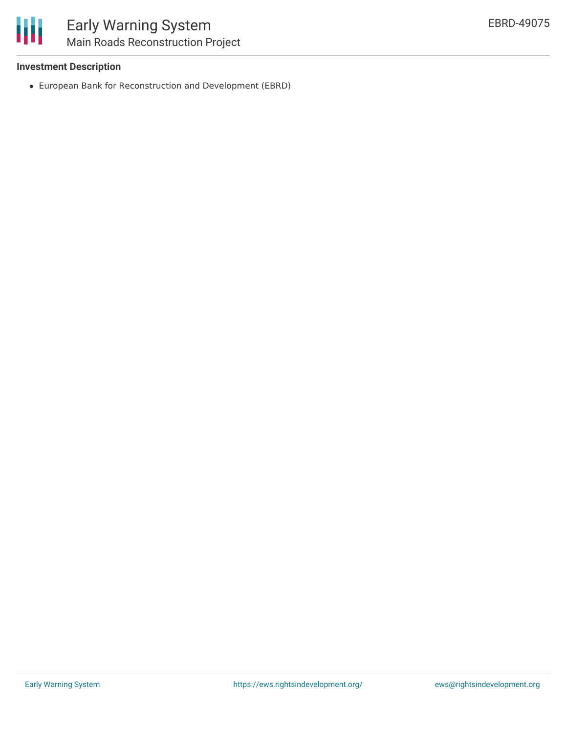**Investment Description**

- European Bank for Reconstruction and Development (EBRD)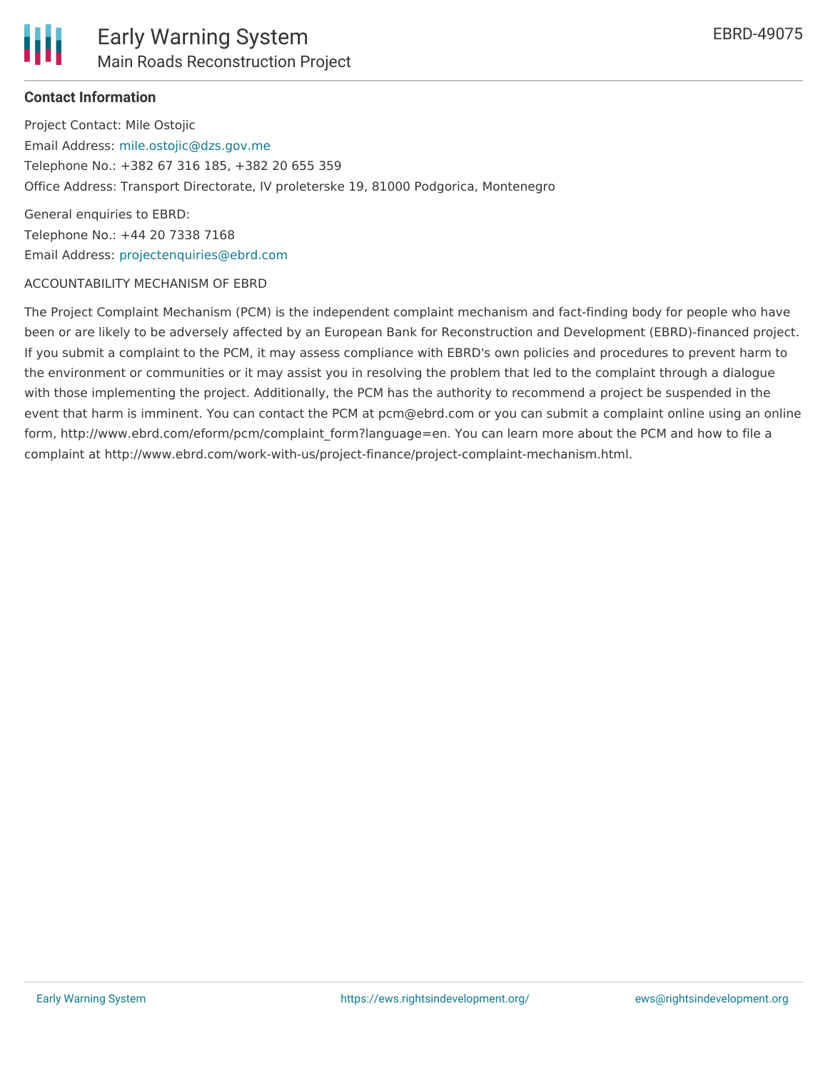**Contact Information**

Project Contact: Mile Ostojic
Email Address: mile.ostojic@dzs.gov.me
Telephone No.: +382 67 316 185, +382 20 655 359
Office Address: Transport Directorate, IV proleterske 19, 81000 Podgorica, Montenegro

General enquiries to EBRD:
Telephone No.: +44 20 7338 7168
Email Address: projectenquiries@ebrd.com

ACCOUNTABILITY MECHANISM OF EBRD

The Project Complaint Mechanism (PCM) is the independent complaint mechanism and fact-finding body for people who have been or are likely to be adversely affected by an European Bank for Reconstruction and Development (EBRD)-financed project. If you submit a complaint to the PCM, it may assess compliance with EBRD's own policies and procedures to prevent harm to the environment or communities or it may assist you in resolving the problem that led to the complaint through a dialogue with those implementing the project. Additionally, the PCM has the authority to recommend a project be suspended in the event that harm is imminent. You can contact the PCM at pcm@ebrd.com or you can submit a complaint online using an online form, http://www.ebrd.com/eform/pcm/complaint_form?language=en. You can learn more about the PCM and how to file a complaint at http://www.ebrd.com/work-with-us/project-finance/project-complaint-mechanism.html.